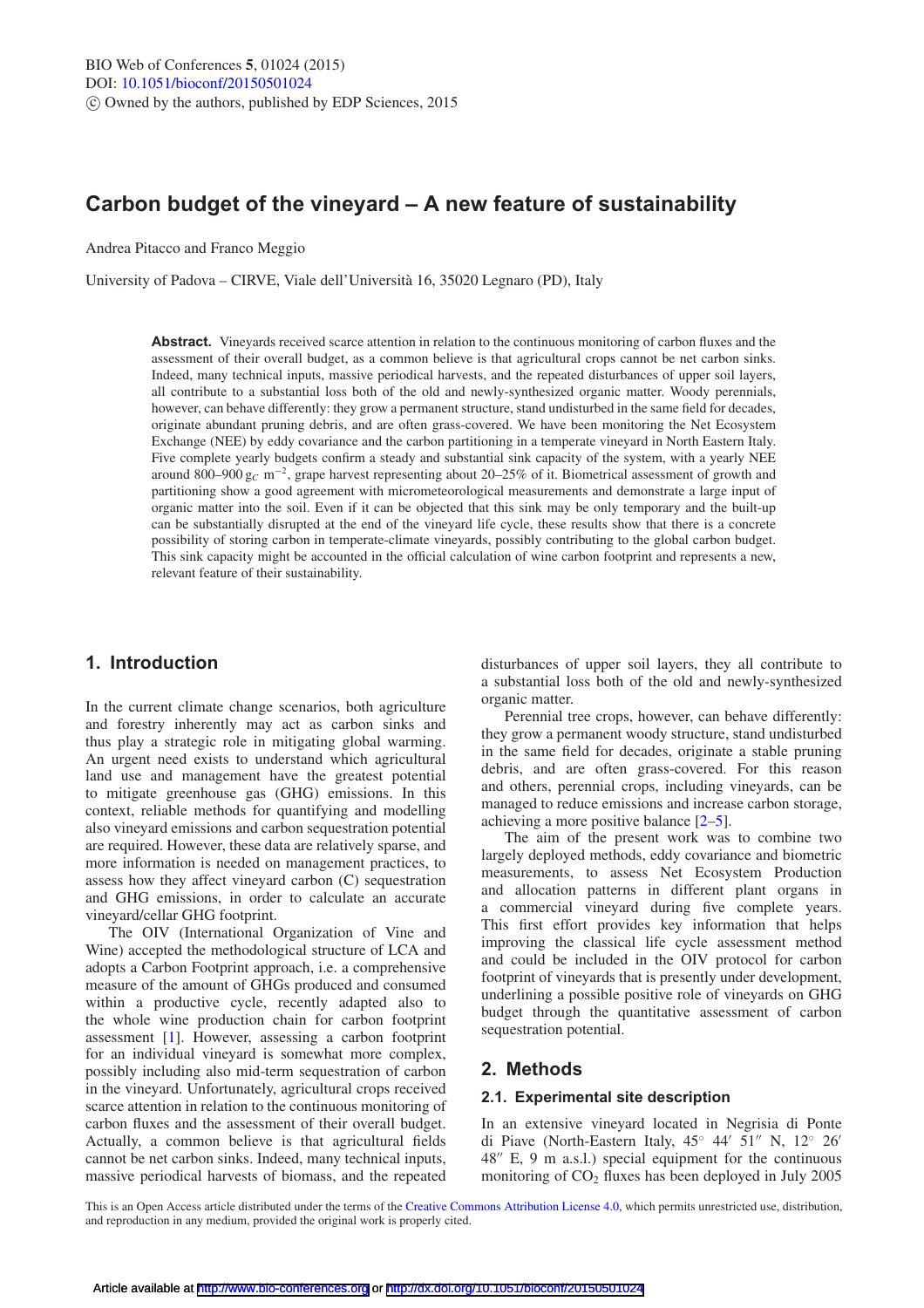# Carbon budget of the vineyard – A new feature of sustainability

Andrea Pitacco and Franco Meggio

University of Padova – CIRVE, Viale dell'Università 16, 35020 Legnaro (PD), Italy

**Abstract.** Vineyards received scarce attention in relation to the continuous monitoring of carbon fluxes and the assessment of their overall budget, as a common believe is that agricultural crops cannot be net carbon sinks. Indeed, many technical inputs, massive periodical harvests, and the repeated disturbances of upper soil layers, all contribute to a substantial loss both of the old and newly-synthesized organic matter. Woody perennials, however, can behave differently: they grow a permanent structure, stand undisturbed in the same field for decades, originate abundant pruning debris, and are often grass-covered. We have been monitoring the Net Ecosystem Exchange (NEE) by eddy covariance and the carbon partitioning in a temperate vineyard in North Eastern Italy. Five complete yearly budgets confirm a steady and substantial sink capacity of the system, with a yearly NEE around 800–900 $g_C\ m^{-2}$, grape harvest representing about 20–25% of it. Biometrical assessment of growth and partitioning show a good agreement with micrometeorological measurements and demonstrate a large input of organic matter into the soil. Even if it can be objected that this sink may be only temporary and the built-up can be substantially disrupted at the end of the vineyard life cycle, these results show that there is a concrete possibility of storing carbon in temperate-climate vineyards, possibly contributing to the global carbon budget. This sink capacity might be accounted in the official calculation of wine carbon footprint and represents a new, relevant feature of their sustainability.

## 1. Introduction

In the current climate change scenarios, both agriculture and forestry inherently may act as carbon sinks and thus play a strategic role in mitigating global warming. An urgent need exists to understand which agricultural land use and management have the greatest potential to mitigate greenhouse gas (GHG) emissions. In this context, reliable methods for quantifying and modelling also vineyard emissions and carbon sequestration potential are required. However, these data are relatively sparse, and more information is needed on management practices, to assess how they affect vineyard carbon (C) sequestration and GHG emissions, in order to calculate an accurate vineyard/cellar GHG footprint.

The OIV (International Organization of Vine and Wine) accepted the methodological structure of LCA and adopts a Carbon Footprint approach, i.e. a comprehensive measure of the amount of GHGs produced and consumed within a productive cycle, recently adapted also to the whole wine production chain for carbon footprint assessment [1]. However, assessing a carbon footprint for an individual vineyard is somewhat more complex, possibly including also mid-term sequestration of carbon in the vineyard. Unfortunately, agricultural crops received scarce attention in relation to the continuous monitoring of carbon fluxes and the assessment of their overall budget. Actually, a common believe is that agricultural fields cannot be net carbon sinks. Indeed, many technical inputs, massive periodical harvests of biomass, and the repeated disturbances of upper soil layers, they all contribute to a substantial loss both of the old and newly-synthesized organic matter.

Perennial tree crops, however, can behave differently: they grow a permanent woody structure, stand undisturbed in the same field for decades, originate a stable pruning debris, and are often grass-covered. For this reason and others, perennial crops, including vineyards, can be managed to reduce emissions and increase carbon storage, achieving a more positive balance [2–5].

The aim of the present work was to combine two largely deployed methods, eddy covariance and biometric measurements, to assess Net Ecosystem Production and allocation patterns in different plant organs in a commercial vineyard during five complete years. This first effort provides key information that helps improving the classical life cycle assessment method and could be included in the OIV protocol for carbon footprint of vineyards that is presently under development, underlining a possible positive role of vineyards on GHG budget through the quantitative assessment of carbon sequestration potential.

## 2. Methods

### 2.1. Experimental site description

In an extensive vineyard located in Negrisia di Ponte di Piave (North-Eastern Italy, 45° 44′ 51″ N, 12° 26′ 48″ E, 9 m a.s.l.) special equipment for the continuous monitoring of $CO_2$ fluxes has been deployed in July 2005

This is an Open Access article distributed under the terms of the Creative Commons Attribution License 4.0, which permits unrestricted use, distribution, and reproduction in any medium, provided the original work is properly cited.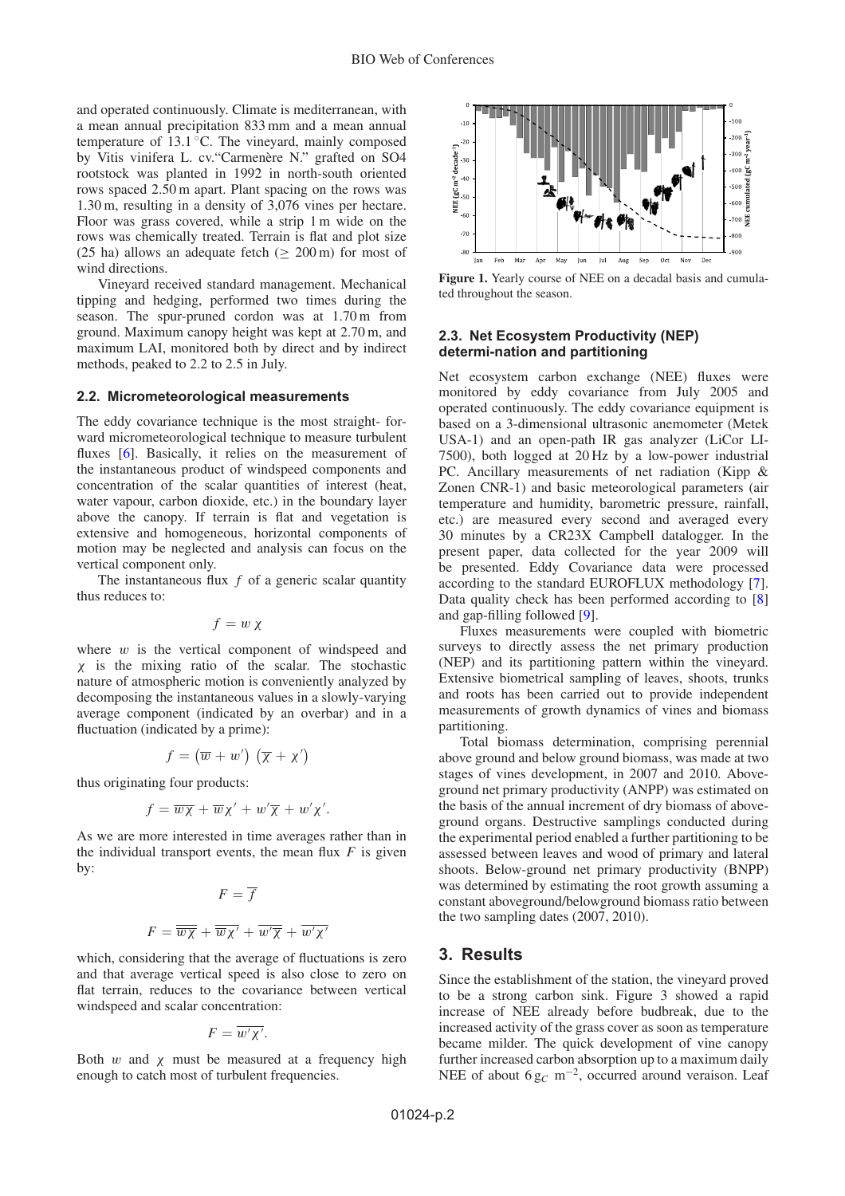and operated continuously. Climate is mediterranean, with a mean annual precipitation 833 mm and a mean annual temperature of 13.1 °C. The vineyard, mainly composed by Vitis vinifera L. cv."Carmenère N." grafted on SO4 rootstock was planted in 1992 in north-south oriented rows spaced 2.50 m apart. Plant spacing on the rows was 1.30 m, resulting in a density of 3,076 vines per hectare. Floor was grass covered, while a strip 1 m wide on the rows was chemically treated. Terrain is flat and plot size (25 ha) allows an adequate fetch ($\geq$ 200 m) for most of wind directions.

Vineyard received standard management. Mechanical tipping and hedging, performed two times during the season. The spur-pruned cordon was at 1.70 m from ground. Maximum canopy height was kept at 2.70 m, and maximum LAI, monitored both by direct and by indirect methods, peaked to 2.2 to 2.5 in July.

### 2.2. Micrometeorological measurements

The eddy covariance technique is the most straight- forward micrometeorological technique to measure turbulent fluxes [6]. Basically, it relies on the measurement of the instantaneous product of windspeed components and concentration of the scalar quantities of interest (heat, water vapour, carbon dioxide, etc.) in the boundary layer above the canopy. If terrain is flat and vegetation is extensive and homogeneous, horizontal components of motion may be neglected and analysis can focus on the vertical component only.

The instantaneous flux $f$ of a generic scalar quantity thus reduces to:

$$f = w\,\chi$$

where $w$ is the vertical component of windspeed and $\chi$ is the mixing ratio of the scalar. The stochastic nature of atmospheric motion is conveniently analyzed by decomposing the instantaneous values in a slowly-varying average component (indicated by an overbar) and in a fluctuation (indicated by a prime):

$$f = \left(\overline{w} + w'\right)\,\left(\overline{\chi} + \chi'\right)$$

thus originating four products:

$$f = \overline{w}\,\overline{\chi} + \overline{w}\chi' + w'\overline{\chi} + w'\chi'.$$

As we are more interested in time averages rather than in the individual transport events, the mean flux $F$ is given by:

$$F = \overline{f}$$

$$F = \overline{\overline{w}\,\overline{\chi}} + \overline{\overline{w}\chi'} + \overline{w'\overline{\chi}} + \overline{w'\chi'}$$

which, considering that the average of fluctuations is zero and that average vertical speed is also close to zero on flat terrain, reduces to the covariance between vertical windspeed and scalar concentration:

$$F = \overline{w'\chi'}.$$

Both $w$ and $\chi$ must be measured at a frequency high enough to catch most of turbulent frequencies.

**Figure 1.** Yearly course of NEE on a decadal basis and cumulated throughout the season.

### 2.3. Net Ecosystem Productivity (NEP) determi-nation and partitioning

Net ecosystem carbon exchange (NEE) fluxes were monitored by eddy covariance from July 2005 and operated continuously. The eddy covariance equipment is based on a 3-dimensional ultrasonic anemometer (Metek USA-1) and an open-path IR gas analyzer (LiCor LI-7500), both logged at 20 Hz by a low-power industrial PC. Ancillary measurements of net radiation (Kipp & Zonen CNR-1) and basic meteorological parameters (air temperature and humidity, barometric pressure, rainfall, etc.) are measured every second and averaged every 30 minutes by a CR23X Campbell datalogger. In the present paper, data collected for the year 2009 will be presented. Eddy Covariance data were processed according to the standard EUROFLUX methodology [7]. Data quality check has been performed according to [8] and gap-filling followed [9].

Fluxes measurements were coupled with biometric surveys to directly assess the net primary production (NEP) and its partitioning pattern within the vineyard. Extensive biometrical sampling of leaves, shoots, trunks and roots has been carried out to provide independent measurements of growth dynamics of vines and biomass partitioning.

Total biomass determination, comprising perennial above ground and below ground biomass, was made at two stages of vines development, in 2007 and 2010. Above-ground net primary productivity (ANPP) was estimated on the basis of the annual increment of dry biomass of above-ground organs. Destructive samplings conducted during the experimental period enabled a further partitioning to be assessed between leaves and wood of primary and lateral shoots. Below-ground net primary productivity (BNPP) was determined by estimating the root growth assuming a constant aboveground/belowground biomass ratio between the two sampling dates (2007, 2010).

## 3. Results

Since the establishment of the station, the vineyard proved to be a strong carbon sink. Figure 3 showed a rapid increase of NEE already before budbreak, due to the increased activity of the grass cover as soon as temperature became milder. The quick development of vine canopy further increased carbon absorption up to a maximum daily NEE of about 6 $g_C$ $m^{-2}$, occurred around veraison. Leaf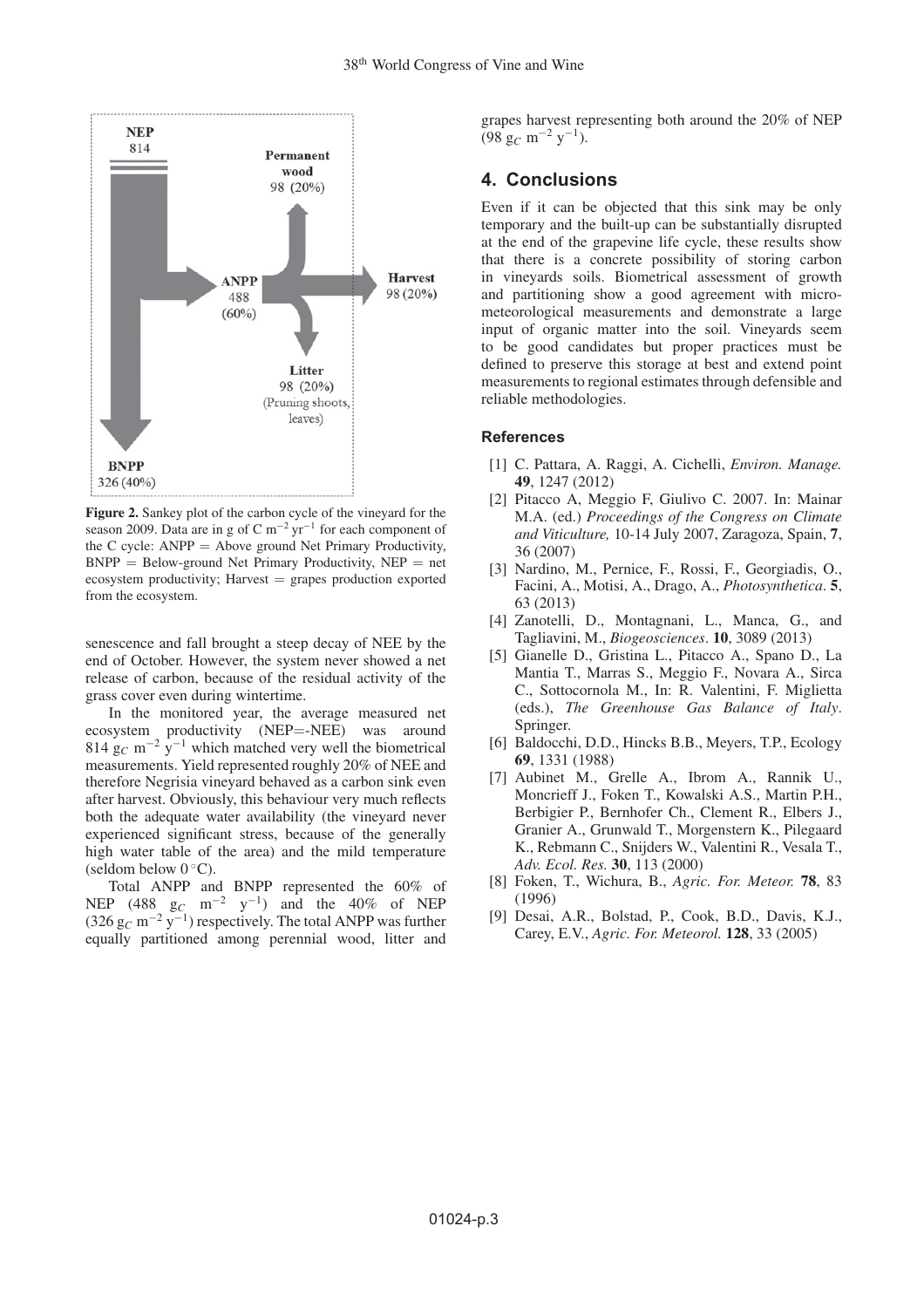NEP
814

Permanent
wood
98 (20%)

ANPP
488
(60%)

Harvest
98 (20%)

Litter
98 (20%)
(Pruning shoots, leaves)

BNPP
326 (40%)

**Figure 2.** Sankey plot of the carbon cycle of the vineyard for the season 2009. Data are in g of C $m^{-2}$ $yr^{-1}$ for each component of the C cycle: ANPP = Above ground Net Primary Productivity, BNPP = Below-ground Net Primary Productivity, NEP = net ecosystem productivity; Harvest = grapes production exported from the ecosystem.

senescence and fall brought a steep decay of NEE by the end of October. However, the system never showed a net release of carbon, because of the residual activity of the grass cover even during wintertime.

In the monitored year, the average measured net ecosystem productivity (NEP=-NEE) was around 814 $g_C$ $m^{-2}$ $y^{-1}$ which matched very well the biometrical measurements. Yield represented roughly 20% of NEE and therefore Negrisia vineyard behaved as a carbon sink even after harvest. Obviously, this behaviour very much reflects both the adequate water availability (the vineyard never experienced significant stress, because of the generally high water table of the area) and the mild temperature (seldom below 0 °C).

Total ANPP and BNPP represented the 60% of NEP (488 $g_C$ $m^{-2}$ $y^{-1}$) and the 40% of NEP (326 $g_C$ $m^{-2}$ $y^{-1}$) respectively. The total ANPP was further equally partitioned among perennial wood, litter and grapes harvest representing both around the 20% of NEP (98 $g_C$ $m^{-2}$ $y^{-1}$).

## 4. Conclusions

Even if it can be objected that this sink may be only temporary and the built-up can be substantially disrupted at the end of the grapevine life cycle, these results show that there is a concrete possibility of storing carbon in vineyards soils. Biometrical assessment of growth and partitioning show a good agreement with micro-meteorological measurements and demonstrate a large input of organic matter into the soil. Vineyards seem to be good candidates but proper practices must be defined to preserve this storage at best and extend point measurements to regional estimates through defensible and reliable methodologies.

### References

[1] C. Pattara, A. Raggi, A. Cichelli, *Environ. Manage.* **49**, 1247 (2012)

[2] Pitacco A, Meggio F, Giulivo C. 2007. In: Mainar M.A. (ed.) *Proceedings of the Congress on Climate and Viticulture,* 10-14 July 2007, Zaragoza, Spain, **7**, 36 (2007)

[3] Nardino, M., Pernice, F., Rossi, F., Georgiadis, O., Facini, A., Motisi, A., Drago, A., *Photosynthetica*. **5**, 63 (2013)

[4] Zanotelli, D., Montagnani, L., Manca, G., and Tagliavini, M., *Biogeosciences*. **10**, 3089 (2013)

[5] Gianelle D., Gristina L., Pitacco A., Spano D., La Mantia T., Marras S., Meggio F., Novara A., Sirca C., Sottocornola M., In: R. Valentini, F. Miglietta (eds.), *The Greenhouse Gas Balance of Italy*. Springer.

[6] Baldocchi, D.D., Hincks B.B., Meyers, T.P., Ecology **69**, 1331 (1988)

[7] Aubinet M., Grelle A., Ibrom A., Rannik U., Moncrieff J., Foken T., Kowalski A.S., Martin P.H., Berbigier P., Bernhofer Ch., Clement R., Elbers J., Granier A., Grunwald T., Morgenstern K., Pilegaard K., Rebmann C., Snijders W., Valentini R., Vesala T., *Adv. Ecol. Res.* **30**, 113 (2000)

[8] Foken, T., Wichura, B., *Agric. For. Meteor.* **78**, 83 (1996)

[9] Desai, A.R., Bolstad, P., Cook, B.D., Davis, K.J., Carey, E.V., *Agric. For. Meteorol.* **128**, 33 (2005)